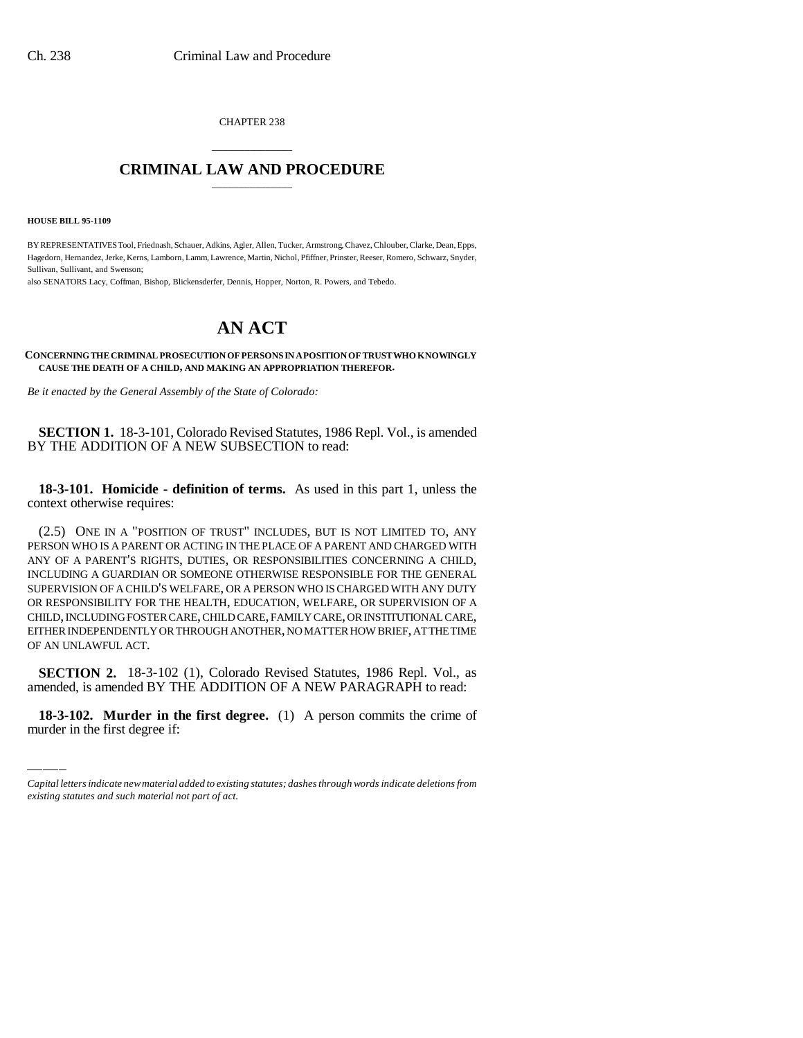CHAPTER 238

# CRIMINAL LAW AND PROCEDURE

**HOUSE BILL 95-1109**

BY REPRESENTATIVES Tool, Friednash, Schauer, Adkins, Agler, Allen, Tucker, Armstrong, Chavez, Chlouber, Clarke, Dean, Epps, Hagedorn, Hernandez, Jerke, Kerns, Lamborn, Lamm, Lawrence, Martin, Nichol, Pfiffner, Prinster, Reeser, Romero, Schwarz, Snyder, Sullivan, Sullivant, and Swenson;

also SENATORS Lacy, Coffman, Bishop, Blickensderfer, Dennis, Hopper, Norton, R. Powers, and Tebedo.

# AN ACT

**CONCERNING THE CRIMINAL PROSECUTION OF PERSONS IN A POSITION OF TRUST WHO KNOWINGLY CAUSE THE DEATH OF A CHILD, AND MAKING AN APPROPRIATION THEREFOR.**

*Be it enacted by the General Assembly of the State of Colorado:*

**SECTION 1.** 18-3-101, Colorado Revised Statutes, 1986 Repl. Vol., is amended BY THE ADDITION OF A NEW SUBSECTION to read:

**18-3-101. Homicide - definition of terms.** As used in this part 1, unless the context otherwise requires:

(2.5) ONE IN A "POSITION OF TRUST" INCLUDES, BUT IS NOT LIMITED TO, ANY PERSON WHO IS A PARENT OR ACTING IN THE PLACE OF A PARENT AND CHARGED WITH ANY OF A PARENT'S RIGHTS, DUTIES, OR RESPONSIBILITIES CONCERNING A CHILD, INCLUDING A GUARDIAN OR SOMEONE OTHERWISE RESPONSIBLE FOR THE GENERAL SUPERVISION OF A CHILD'S WELFARE, OR A PERSON WHO IS CHARGED WITH ANY DUTY OR RESPONSIBILITY FOR THE HEALTH, EDUCATION, WELFARE, OR SUPERVISION OF A CHILD, INCLUDING FOSTER CARE, CHILD CARE, FAMILY CARE, OR INSTITUTIONAL CARE, EITHER INDEPENDENTLY OR THROUGH ANOTHER, NO MATTER HOW BRIEF, AT THE TIME OF AN UNLAWFUL ACT.

**SECTION 2.** 18-3-102 (1), Colorado Revised Statutes, 1986 Repl. Vol., as amended, is amended BY THE ADDITION OF A NEW PARAGRAPH to read:

**18-3-102. Murder in the first degree.** (1) A person commits the crime of murder in the first degree if:

*Capital letters indicate new material added to existing statutes; dashes through words indicate deletions from existing statutes and such material not part of act.*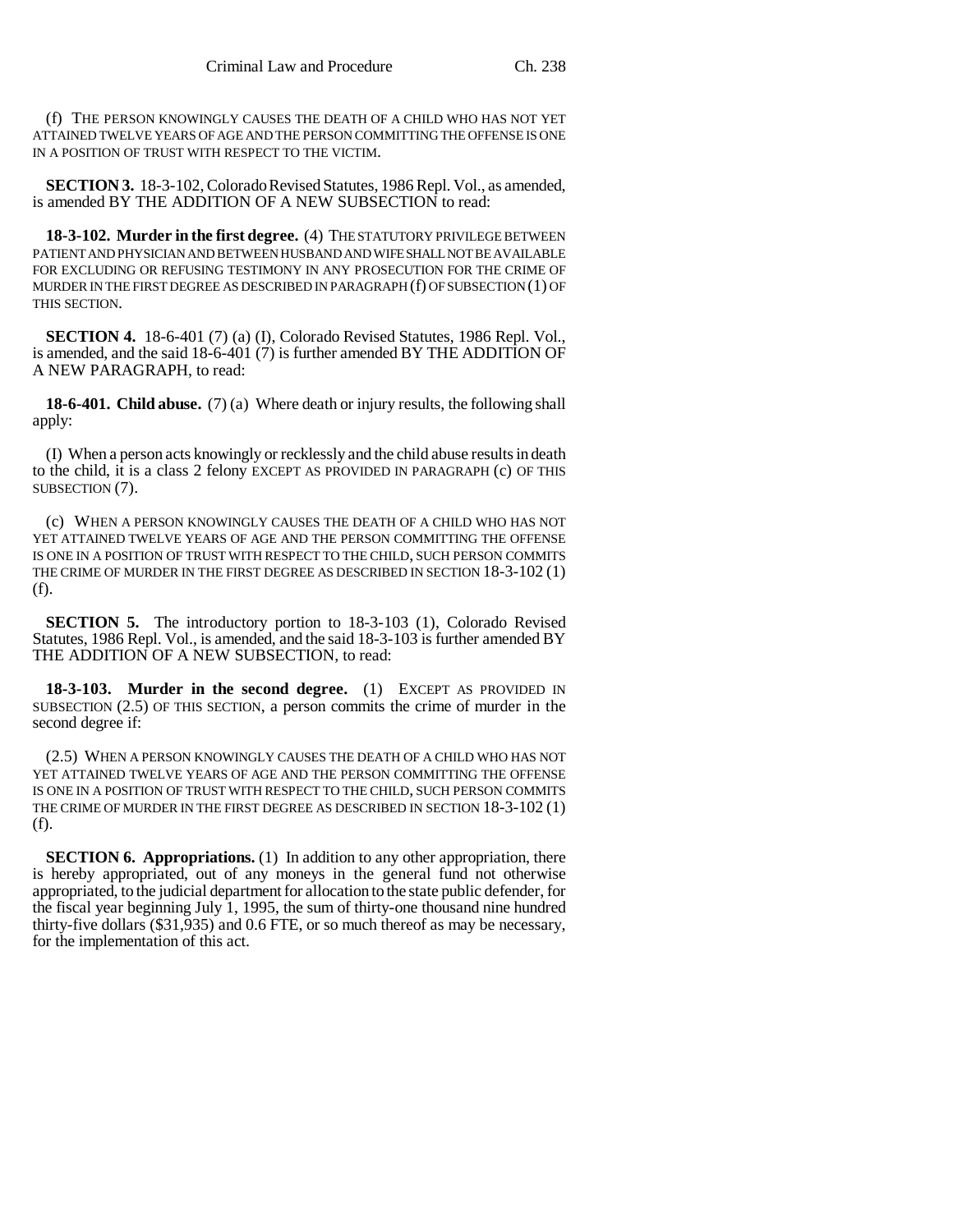(f) THE PERSON KNOWINGLY CAUSES THE DEATH OF A CHILD WHO HAS NOT YET ATTAINED TWELVE YEARS OF AGE AND THE PERSON COMMITTING THE OFFENSE IS ONE IN A POSITION OF TRUST WITH RESPECT TO THE VICTIM.

**SECTION 3.** 18-3-102, Colorado Revised Statutes, 1986 Repl. Vol., as amended, is amended BY THE ADDITION OF A NEW SUBSECTION to read:

**18-3-102. Murder in the first degree.** (4) THE STATUTORY PRIVILEGE BETWEEN PATIENT AND PHYSICIAN AND BETWEEN HUSBAND AND WIFE SHALL NOT BE AVAILABLE FOR EXCLUDING OR REFUSING TESTIMONY IN ANY PROSECUTION FOR THE CRIME OF MURDER IN THE FIRST DEGREE AS DESCRIBED IN PARAGRAPH (f) OF SUBSECTION (1) OF THIS SECTION.

**SECTION 4.** 18-6-401 (7) (a) (I), Colorado Revised Statutes, 1986 Repl. Vol., is amended, and the said 18-6-401 (7) is further amended BY THE ADDITION OF A NEW PARAGRAPH, to read:

**18-6-401. Child abuse.** (7) (a) Where death or injury results, the following shall apply:

(I) When a person acts knowingly or recklessly and the child abuse results in death to the child, it is a class 2 felony EXCEPT AS PROVIDED IN PARAGRAPH (c) OF THIS SUBSECTION (7).

(c) WHEN A PERSON KNOWINGLY CAUSES THE DEATH OF A CHILD WHO HAS NOT YET ATTAINED TWELVE YEARS OF AGE AND THE PERSON COMMITTING THE OFFENSE IS ONE IN A POSITION OF TRUST WITH RESPECT TO THE CHILD, SUCH PERSON COMMITS THE CRIME OF MURDER IN THE FIRST DEGREE AS DESCRIBED IN SECTION 18-3-102 (1) (f).

**SECTION 5.** The introductory portion to 18-3-103 (1), Colorado Revised Statutes, 1986 Repl. Vol., is amended, and the said 18-3-103 is further amended BY THE ADDITION OF A NEW SUBSECTION, to read:

**18-3-103. Murder in the second degree.** (1) EXCEPT AS PROVIDED IN SUBSECTION (2.5) OF THIS SECTION, a person commits the crime of murder in the second degree if:

(2.5) WHEN A PERSON KNOWINGLY CAUSES THE DEATH OF A CHILD WHO HAS NOT YET ATTAINED TWELVE YEARS OF AGE AND THE PERSON COMMITTING THE OFFENSE IS ONE IN A POSITION OF TRUST WITH RESPECT TO THE CHILD, SUCH PERSON COMMITS THE CRIME OF MURDER IN THE FIRST DEGREE AS DESCRIBED IN SECTION 18-3-102 (1) (f).

**SECTION 6. Appropriations.** (1) In addition to any other appropriation, there is hereby appropriated, out of any moneys in the general fund not otherwise appropriated, to the judicial department for allocation to the state public defender, for the fiscal year beginning July 1, 1995, the sum of thirty-one thousand nine hundred thirty-five dollars ($31,935) and 0.6 FTE, or so much thereof as may be necessary, for the implementation of this act.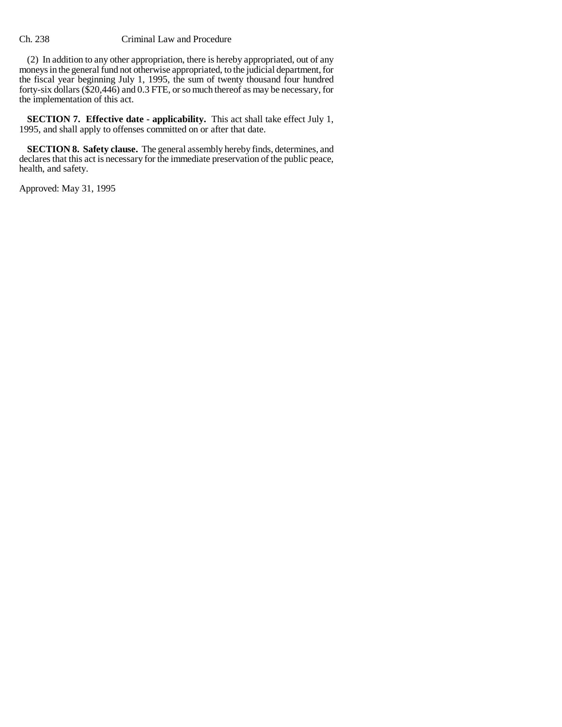(2) In addition to any other appropriation, there is hereby appropriated, out of any moneys in the general fund not otherwise appropriated, to the judicial department, for the fiscal year beginning July 1, 1995, the sum of twenty thousand four hundred forty-six dollars ($20,446) and 0.3 FTE, or so much thereof as may be necessary, for the implementation of this act.

**SECTION 7. Effective date - applicability.** This act shall take effect July 1, 1995, and shall apply to offenses committed on or after that date.

**SECTION 8. Safety clause.** The general assembly hereby finds, determines, and declares that this act is necessary for the immediate preservation of the public peace, health, and safety.

Approved: May 31, 1995